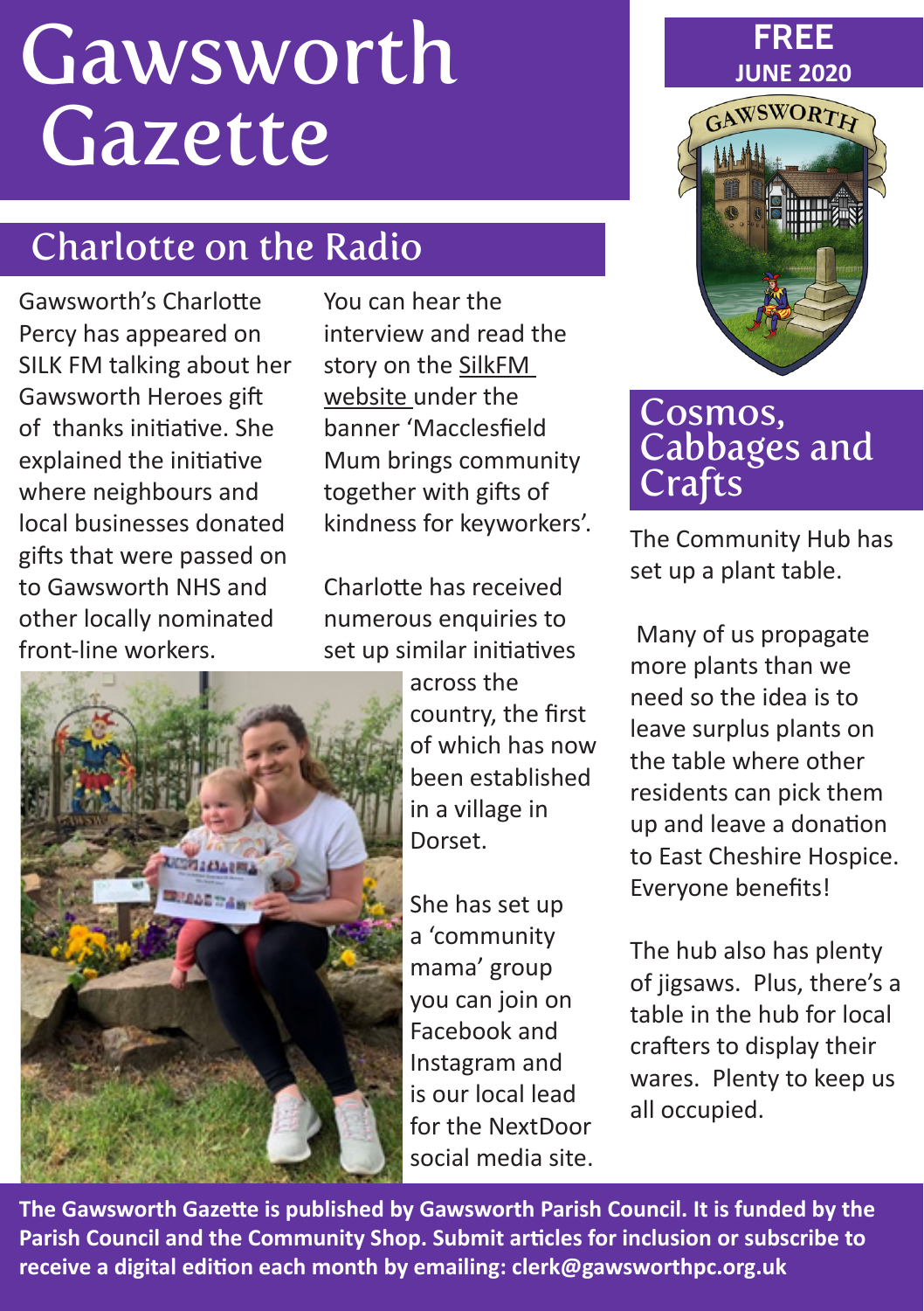# Gawsworth Gazette

**FREE**
**JUNE 2020**

## Charlotte on the Radio

Gawsworth's Charlotte Percy has appeared on SILK FM talking about her Gawsworth Heroes gift of thanks initiative. She explained the initiative where neighbours and local businesses donated gifts that were passed on to Gawsworth NHS and other locally nominated front-line workers.

You can hear the interview and read the story on the SilkFM website under the banner 'Macclesfield Mum brings community together with gifts of kindness for keyworkers'.

Charlotte has received numerous enquiries to set up similar initiatives across the country, the first of which has now been established in a village in Dorset.

She has set up a 'community mama' group you can join on Facebook and Instagram and is our local lead for the NextDoor social media site.

## Cosmos, Cabbages and Crafts

The Community Hub has set up a plant table.

Many of us propagate more plants than we need so the idea is to leave surplus plants on the table where other residents can pick them up and leave a donation to East Cheshire Hospice. Everyone benefits!

The hub also has plenty of jigsaws. Plus, there's a table in the hub for local crafters to display their wares. Plenty to keep us all occupied.

**The Gawsworth Gazette is published by Gawsworth Parish Council. It is funded by the Parish Council and the Community Shop. Submit articles for inclusion or subscribe to receive a digital edition each month by emailing: clerk@gawsworthpc.org.uk**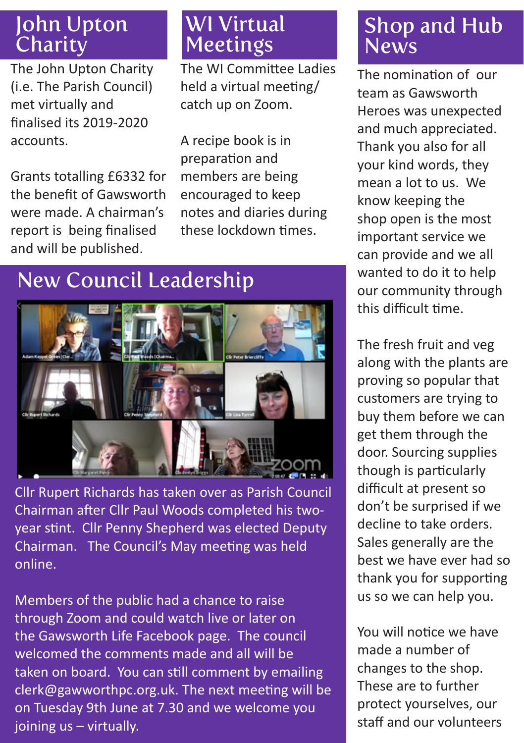## John Upton Charity

The John Upton Charity (i.e. The Parish Council) met virtually and finalised its 2019-2020 accounts.

Grants totalling £6332 for the benefit of Gawsworth were made. A chairman's report is being finalised and will be published.

## WI Virtual Meetings

The WI Committee Ladies held a virtual meeting/ catch up on Zoom.

A recipe book is in preparation and members are being encouraged to keep notes and diaries during these lockdown times.

## New Council Leadership

Cllr Rupert Richards has taken over as Parish Council Chairman after Cllr Paul Woods completed his two-year stint. Cllr Penny Shepherd was elected Deputy Chairman. The Council's May meeting was held online.

Members of the public had a chance to raise through Zoom and could watch live or later on the Gawsworth Life Facebook page. The council welcomed the comments made and all will be taken on board. You can still comment by emailing clerk@gawworthpc.org.uk. The next meeting will be on Tuesday 9th June at 7.30 and we welcome you joining us – virtually.

## Shop and Hub News

The nomination of our team as Gawsworth Heroes was unexpected and much appreciated. Thank you also for all your kind words, they mean a lot to us. We know keeping the shop open is the most important service we can provide and we all wanted to do it to help our community through this difficult time.

The fresh fruit and veg along with the plants are proving so popular that customers are trying to buy them before we can get them through the door. Sourcing supplies though is particularly difficult at present so don't be surprised if we decline to take orders. Sales generally are the best we have ever had so thank you for supporting us so we can help you.

You will notice we have made a number of changes to the shop. These are to further protect yourselves, our staff and our volunteers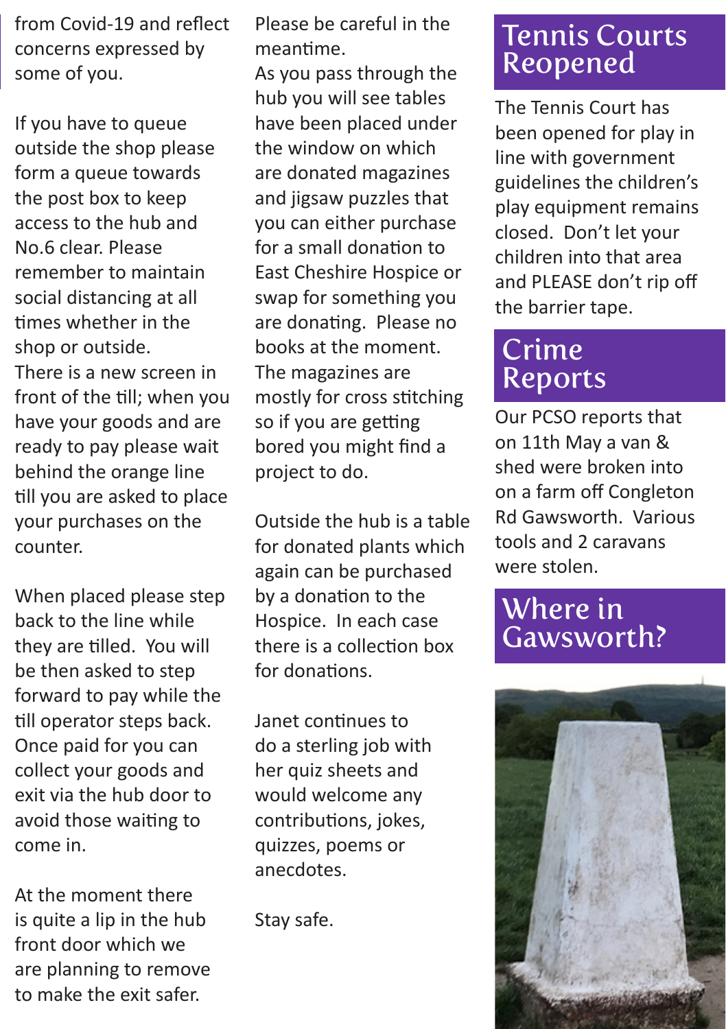from Covid-19 and reflect concerns expressed by some of you.

If you have to queue outside the shop please form a queue towards the post box to keep access to the hub and No.6 clear. Please remember to maintain social distancing at all times whether in the shop or outside.
There is a new screen in front of the till; when you have your goods and are ready to pay please wait behind the orange line till you are asked to place your purchases on the counter.

When placed please step back to the line while they are tilled. You will be then asked to step forward to pay while the till operator steps back. Once paid for you can collect your goods and exit via the hub door to avoid those waiting to come in.

At the moment there is quite a lip in the hub front door which we are planning to remove to make the exit safer.
Please be careful in the meantime.
As you pass through the hub you will see tables have been placed under the window on which are donated magazines and jigsaw puzzles that you can either purchase for a small donation to East Cheshire Hospice or swap for something you are donating. Please no books at the moment.
The magazines are mostly for cross stitching so if you are getting bored you might find a project to do.

Outside the hub is a table for donated plants which again can be purchased by a donation to the Hospice. In each case there is a collection box for donations.

Janet continues to do a sterling job with her quiz sheets and would welcome any contributions, jokes, quizzes, poems or anecdotes.

Stay safe.

## Tennis Courts Reopened

The Tennis Court has been opened for play in line with government guidelines the children's play equipment remains closed. Don't let your children into that area and PLEASE don't rip off the barrier tape.

## Crime Reports

Our PCSO reports that on 11th May a van & shed were broken into on a farm off Congleton Rd Gawsworth. Various tools and 2 caravans were stolen.

## Where in Gawsworth?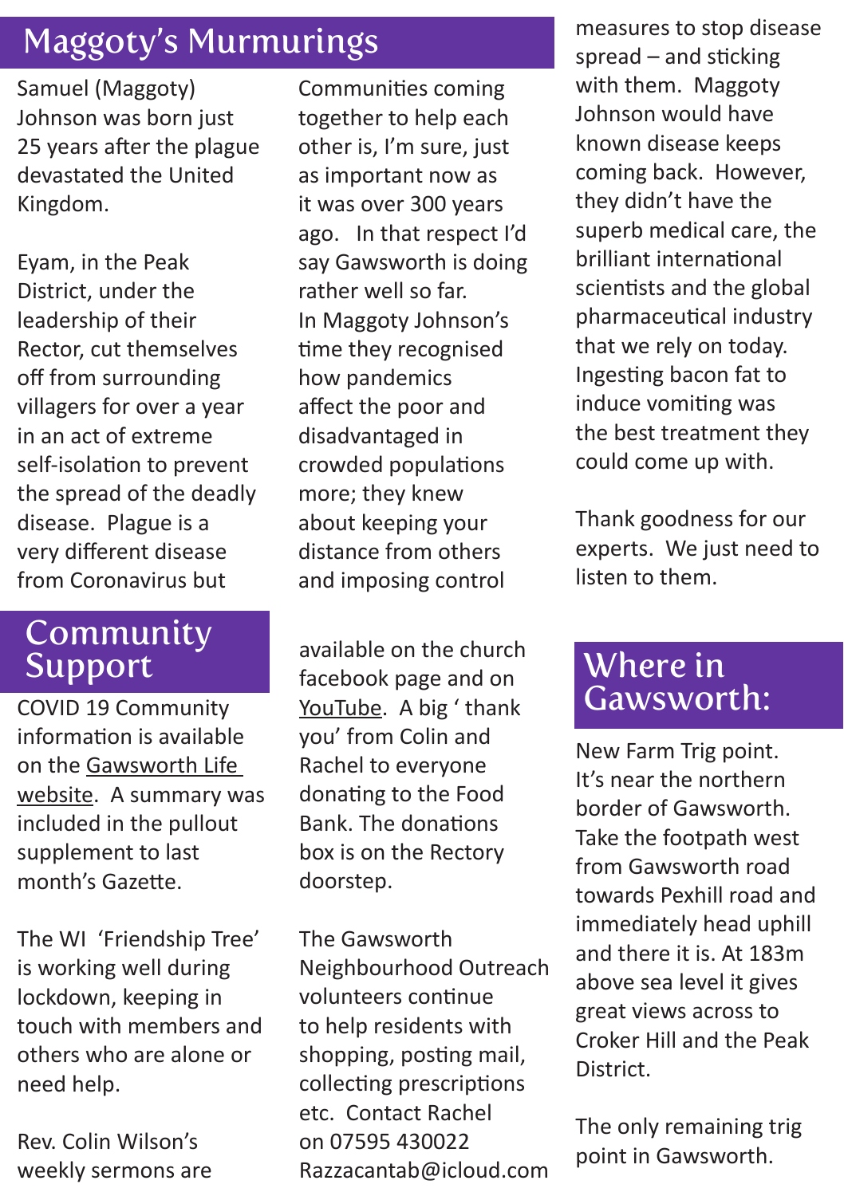## Maggoty's Murmurings

Samuel (Maggoty) Johnson was born just 25 years after the plague devastated the United Kingdom.

Eyam, in the Peak District, under the leadership of their Rector, cut themselves off from surrounding villagers for over a year in an act of extreme self-isolation to prevent the spread of the deadly disease. Plague is a very different disease from Coronavirus but Communities coming together to help each other is, I'm sure, just as important now as it was over 300 years ago. In that respect I'd say Gawsworth is doing rather well so far. In Maggoty Johnson's time they recognised how pandemics affect the poor and disadvantaged in crowded populations more; they knew about keeping your distance from others and imposing control measures to stop disease spread – and sticking with them. Maggoty Johnson would have known disease keeps coming back. However, they didn't have the superb medical care, the brilliant international scientists and the global pharmaceutical industry that we rely on today. Ingesting bacon fat to induce vomiting was the best treatment they could come up with.

Thank goodness for our experts. We just need to listen to them.

## Community Support

COVID 19 Community information is available on the Gawsworth Life website. A summary was included in the pullout supplement to last month's Gazette.

The WI 'Friendship Tree' is working well during lockdown, keeping in touch with members and others who are alone or need help.

Rev. Colin Wilson's weekly sermons are available on the church facebook page and on YouTube. A big ' thank you' from Colin and Rachel to everyone donating to the Food Bank. The donations box is on the Rectory doorstep.

The Gawsworth Neighbourhood Outreach volunteers continue to help residents with shopping, posting mail, collecting prescriptions etc. Contact Rachel on 07595 430022 Razzacantab@icloud.com

## Where in Gawsworth:

New Farm Trig point. It's near the northern border of Gawsworth. Take the footpath west from Gawsworth road towards Pexhill road and immediately head uphill and there it is. At 183m above sea level it gives great views across to Croker Hill and the Peak District.

The only remaining trig point in Gawsworth.